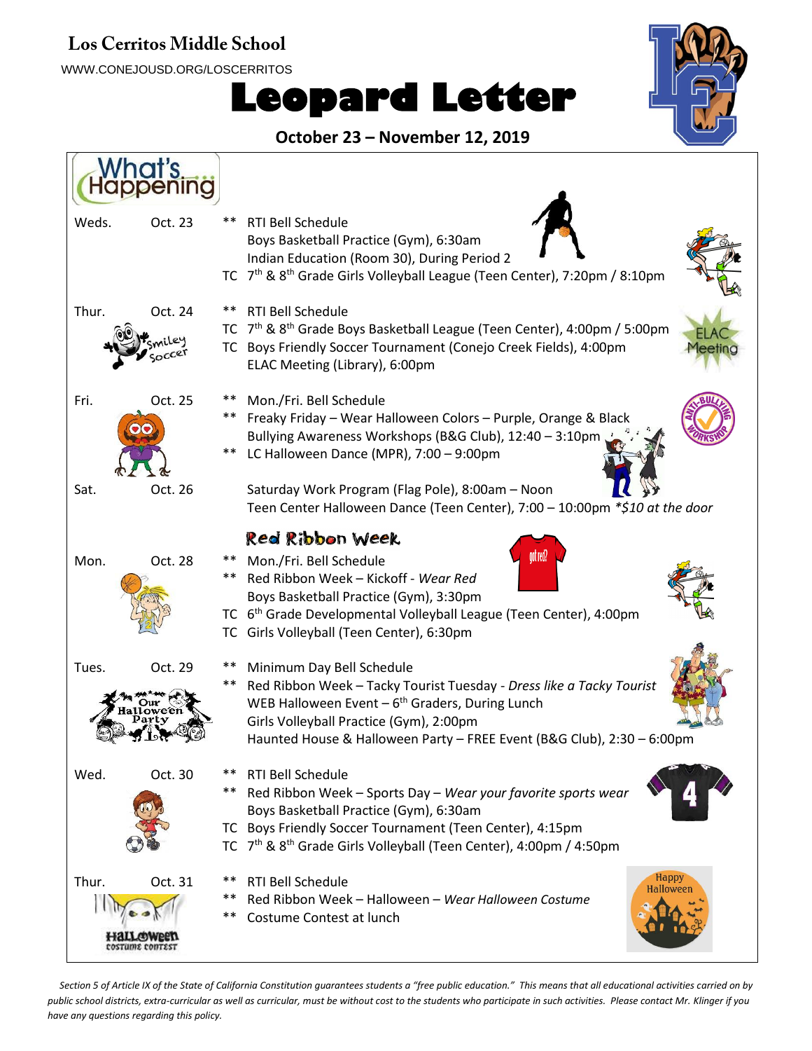# Los Cerritos Middle School

WWW.CONEJOUSD.ORG/LOSCERRITOS

# Leopard Letter

**October 23 – November 12, 2019**

## What's Happening

| Day | Date | | Event |
|---|---|---|---|
| Weds. | Oct. 23 | ** | RTI Bell Schedule |
| | | | Boys Basketball Practice (Gym), 6:30am |
| | | | Indian Education (Room 30), During Period 2 |
| | | TC | 7th & 8th Grade Girls Volleyball League (Teen Center), 7:20pm / 8:10pm |
| Thur. | Oct. 24 | ** | RTI Bell Schedule |
| | | TC | 7th & 8th Grade Boys Basketball League (Teen Center), 4:00pm / 5:00pm |
| | | TC | Boys Friendly Soccer Tournament (Conejo Creek Fields), 4:00pm |
| | | | ELAC Meeting (Library), 6:00pm |
| Fri. | Oct. 25 | ** | Mon./Fri. Bell Schedule |
| | | ** | Freaky Friday – Wear Halloween Colors – Purple, Orange & Black |
| | | | Bullying Awareness Workshops (B&G Club), 12:40 – 3:10pm |
| | | ** | LC Halloween Dance (MPR), 7:00 – 9:00pm |
| Sat. | Oct. 26 | | Saturday Work Program (Flag Pole), 8:00am – Noon |
| | | | Teen Center Halloween Dance (Teen Center), 7:00 – 10:00pm *\*$10 at the door* |

### Red Ribbon Week

| Day | Date | | Event |
|---|---|---|---|
| Mon. | Oct. 28 | ** | Mon./Fri. Bell Schedule |
| | | ** | Red Ribbon Week – Kickoff - *Wear Red* |
| | | | Boys Basketball Practice (Gym), 3:30pm |
| | | TC | 6th Grade Developmental Volleyball League (Teen Center), 4:00pm |
| | | TC | Girls Volleyball (Teen Center), 6:30pm |
| Tues. | Oct. 29 | ** | Minimum Day Bell Schedule |
| | | ** | Red Ribbon Week – Tacky Tourist Tuesday - *Dress like a Tacky Tourist* |
| | | | WEB Halloween Event – 6th Graders, During Lunch |
| | | | Girls Volleyball Practice (Gym), 2:00pm |
| | | | Haunted House & Halloween Party – FREE Event (B&G Club), 2:30 – 6:00pm |
| Wed. | Oct. 30 | ** | RTI Bell Schedule |
| | | ** | Red Ribbon Week – Sports Day – *Wear your favorite sports wear* |
| | | | Boys Basketball Practice (Gym), 6:30am |
| | | TC | Boys Friendly Soccer Tournament (Teen Center), 4:15pm |
| | | TC | 7th & 8th Grade Girls Volleyball (Teen Center), 4:00pm / 4:50pm |
| Thur. | Oct. 31 | ** | RTI Bell Schedule |
| | | ** | Red Ribbon Week – Halloween – *Wear Halloween Costume* |
| | | ** | Costume Contest at lunch |

*Section 5 of Article IX of the State of California Constitution guarantees students a "free public education." This means that all educational activities carried on by public school districts, extra-curricular as well as curricular, must be without cost to the students who participate in such activities. Please contact Mr. Klinger if you have any questions regarding this policy.*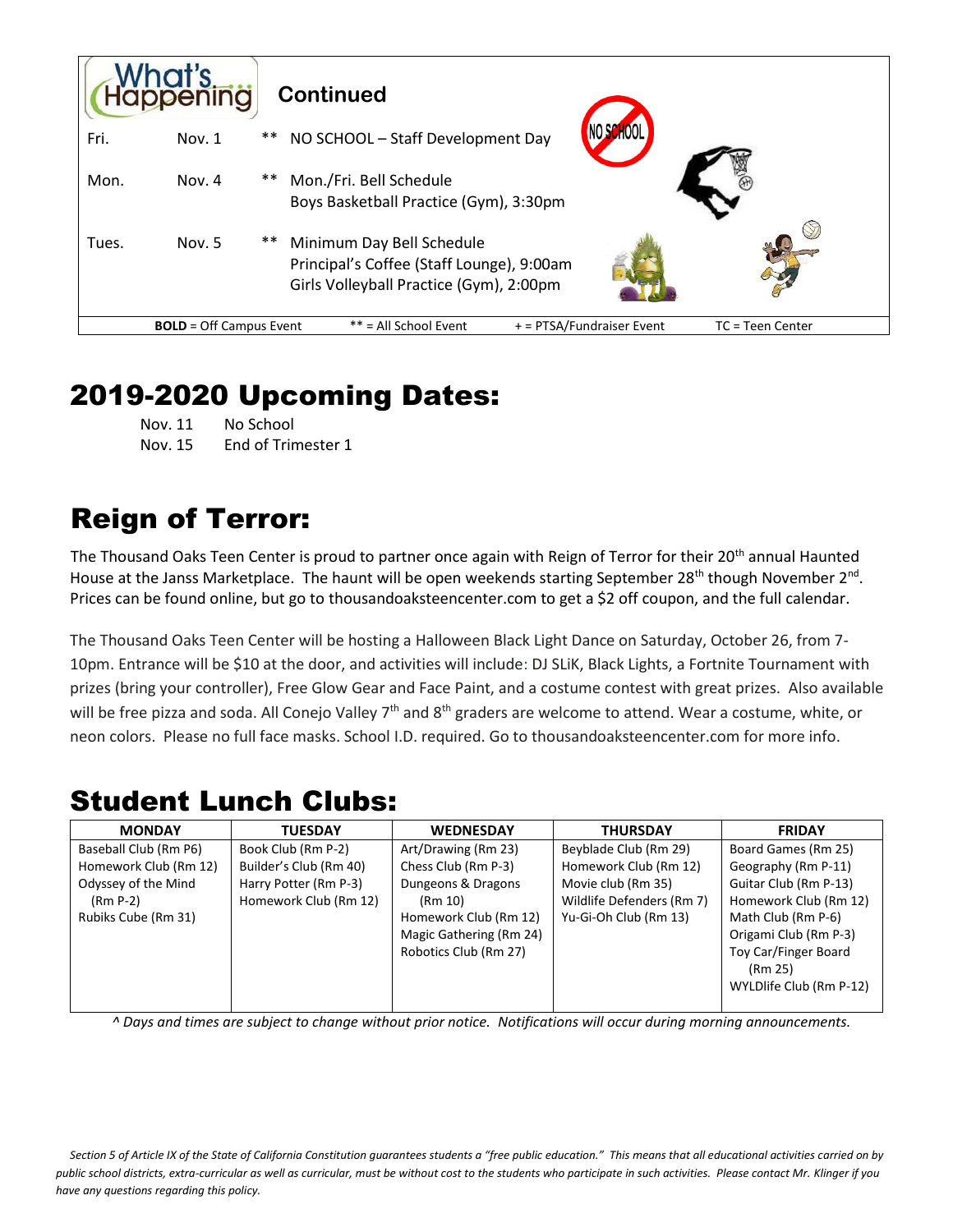## What's Happening Continued

| | | |
|---|---|---|
| Fri. | Nov. 1 | ** NO SCHOOL – Staff Development Day |
| Mon. | Nov. 4 | ** Mon./Fri. Bell Schedule<br>Boys Basketball Practice (Gym), 3:30pm |
| Tues. | Nov. 5 | ** Minimum Day Bell Schedule<br>Principal's Coffee (Staff Lounge), 9:00am<br>Girls Volleyball Practice (Gym), 2:00pm |

**BOLD** = Off Campus Event ** = All School Event + = PTSA/Fundraiser Event TC = Teen Center

# 2019-2020 Upcoming Dates:

Nov. 11 No School
Nov. 15 End of Trimester 1

# Reign of Terror:

The Thousand Oaks Teen Center is proud to partner once again with Reign of Terror for their 20th annual Haunted House at the Janss Marketplace. The haunt will be open weekends starting September 28th though November 2nd. Prices can be found online, but go to thousandoaksteencenter.com to get a $2 off coupon, and the full calendar.

The Thousand Oaks Teen Center will be hosting a Halloween Black Light Dance on Saturday, October 26, from 7-10pm. Entrance will be $10 at the door, and activities will include: DJ SLiK, Black Lights, a Fortnite Tournament with prizes (bring your controller), Free Glow Gear and Face Paint, and a costume contest with great prizes. Also available will be free pizza and soda. All Conejo Valley 7th and 8th graders are welcome to attend. Wear a costume, white, or neon colors. Please no full face masks. School I.D. required. Go to thousandoaksteencenter.com for more info.

# Student Lunch Clubs:

| MONDAY | TUESDAY | WEDNESDAY | THURSDAY | FRIDAY |
|---|---|---|---|---|
| Baseball Club (Rm P6)<br>Homework Club (Rm 12)<br>Odyssey of the Mind (Rm P-2)<br>Rubiks Cube (Rm 31) | Book Club (Rm P-2)<br>Builder's Club (Rm 40)<br>Harry Potter (Rm P-3)<br>Homework Club (Rm 12) | Art/Drawing (Rm 23)<br>Chess Club (Rm P-3)<br>Dungeons & Dragons (Rm 10)<br>Homework Club (Rm 12)<br>Magic Gathering (Rm 24)<br>Robotics Club (Rm 27) | Beyblade Club (Rm 29)<br>Homework Club (Rm 12)<br>Movie club (Rm 35)<br>Wildlife Defenders (Rm 7)<br>Yu-Gi-Oh Club (Rm 13) | Board Games (Rm 25)<br>Geography (Rm P-11)<br>Guitar Club (Rm P-13)<br>Homework Club (Rm 12)<br>Math Club (Rm P-6)<br>Origami Club (Rm P-3)<br>Toy Car/Finger Board (Rm 25)<br>WYLDlife Club (Rm P-12) |

*^ Days and times are subject to change without prior notice. Notifications will occur during morning announcements.*

*Section 5 of Article IX of the State of California Constitution guarantees students a "free public education." This means that all educational activities carried on by public school districts, extra-curricular as well as curricular, must be without cost to the students who participate in such activities. Please contact Mr. Klinger if you have any questions regarding this policy.*